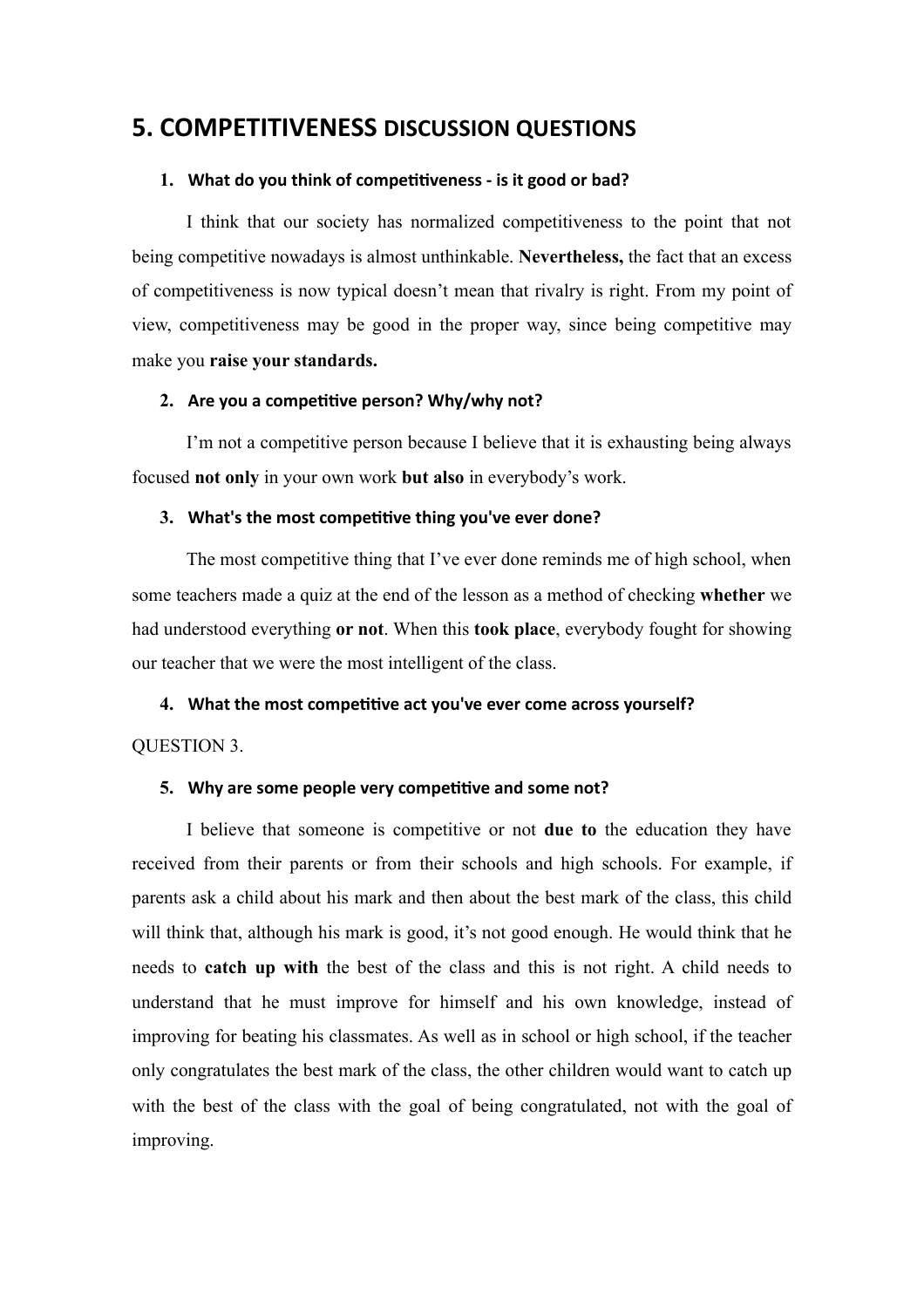# 5. COMPETITIVENESS DISCUSSION QUESTIONS

1. **What do you think of competitiveness - is it good or bad?**

I think that our society has normalized competitiveness to the point that not being competitive nowadays is almost unthinkable. **Nevertheless,** the fact that an excess of competitiveness is now typical doesn't mean that rivalry is right. From my point of view, competitiveness may be good in the proper way, since being competitive may make you **raise your standards.**

2. **Are you a competitive person? Why/why not?**

I'm not a competitive person because I believe that it is exhausting being always focused **not only** in your own work **but also** in everybody's work.

3. **What's the most competitive thing you've ever done?**

The most competitive thing that I've ever done reminds me of high school, when some teachers made a quiz at the end of the lesson as a method of checking **whether** we had understood everything **or not**. When this **took place**, everybody fought for showing our teacher that we were the most intelligent of the class.

4. **What the most competitive act you've ever come across yourself?**

QUESTION 3.

5. **Why are some people very competitive and some not?**

I believe that someone is competitive or not **due to** the education they have received from their parents or from their schools and high schools. For example, if parents ask a child about his mark and then about the best mark of the class, this child will think that, although his mark is good, it's not good enough. He would think that he needs to **catch up with** the best of the class and this is not right. A child needs to understand that he must improve for himself and his own knowledge, instead of improving for beating his classmates. As well as in school or high school, if the teacher only congratulates the best mark of the class, the other children would want to catch up with the best of the class with the goal of being congratulated, not with the goal of improving.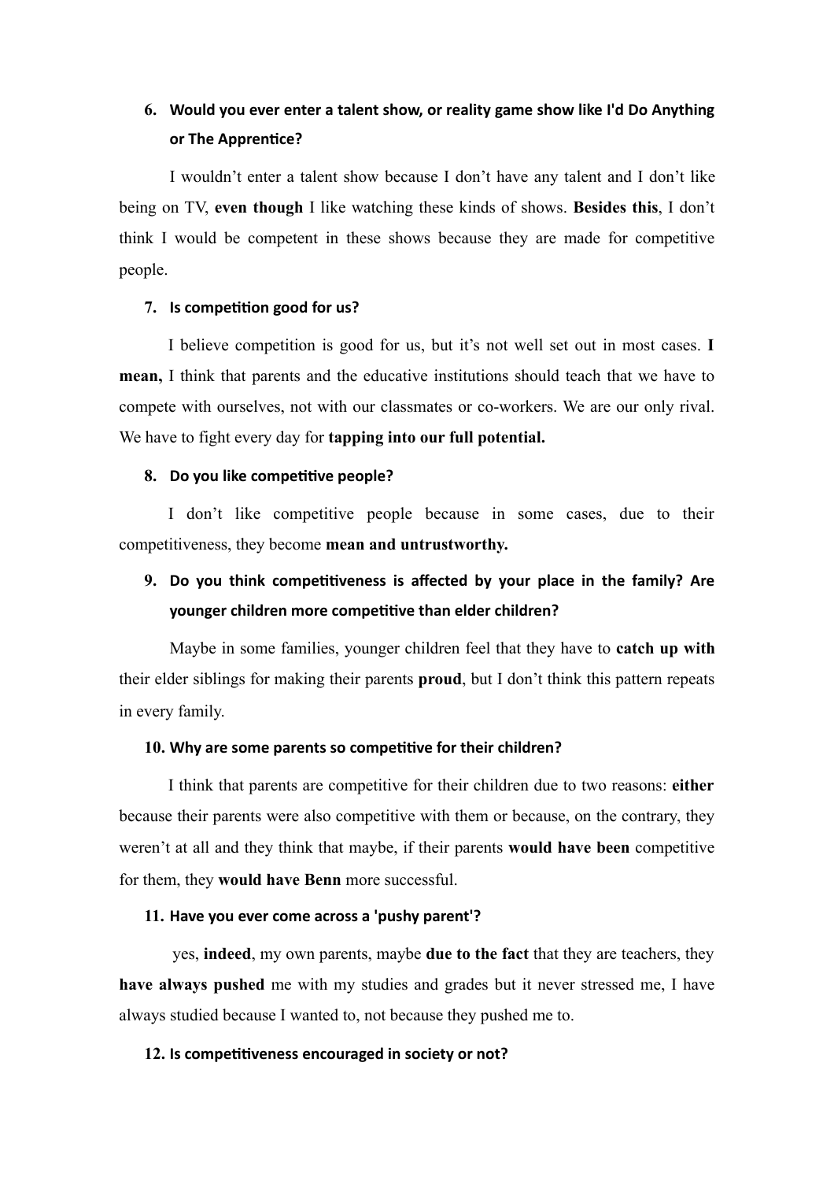6. **Would you ever enter a talent show, or reality game show like I'd Do Anything or The Apprentice?**

I wouldn't enter a talent show because I don't have any talent and I don't like being on TV, **even though** I like watching these kinds of shows. **Besides this**, I don't think I would be competent in these shows because they are made for competitive people.

7. **Is competition good for us?**

I believe competition is good for us, but it's not well set out in most cases. **I mean,** I think that parents and the educative institutions should teach that we have to compete with ourselves, not with our classmates or co-workers. We are our only rival. We have to fight every day for **tapping into our full potential.**

8. **Do you like competitive people?**

I don't like competitive people because in some cases, due to their competitiveness, they become **mean and untrustworthy.**

9. **Do you think competitiveness is affected by your place in the family? Are younger children more competitive than elder children?**

Maybe in some families, younger children feel that they have to **catch up with** their elder siblings for making their parents **proud**, but I don't think this pattern repeats in every family.

10. **Why are some parents so competitive for their children?**

I think that parents are competitive for their children due to two reasons: **either** because their parents were also competitive with them or because, on the contrary, they weren't at all and they think that maybe, if their parents **would have been** competitive for them, they **would have Benn** more successful.

11. **Have you ever come across a 'pushy parent'?**

yes, **indeed**, my own parents, maybe **due to the fact** that they are teachers, they **have always pushed** me with my studies and grades but it never stressed me, I have always studied because I wanted to, not because they pushed me to.

12. **Is competitiveness encouraged in society or not?**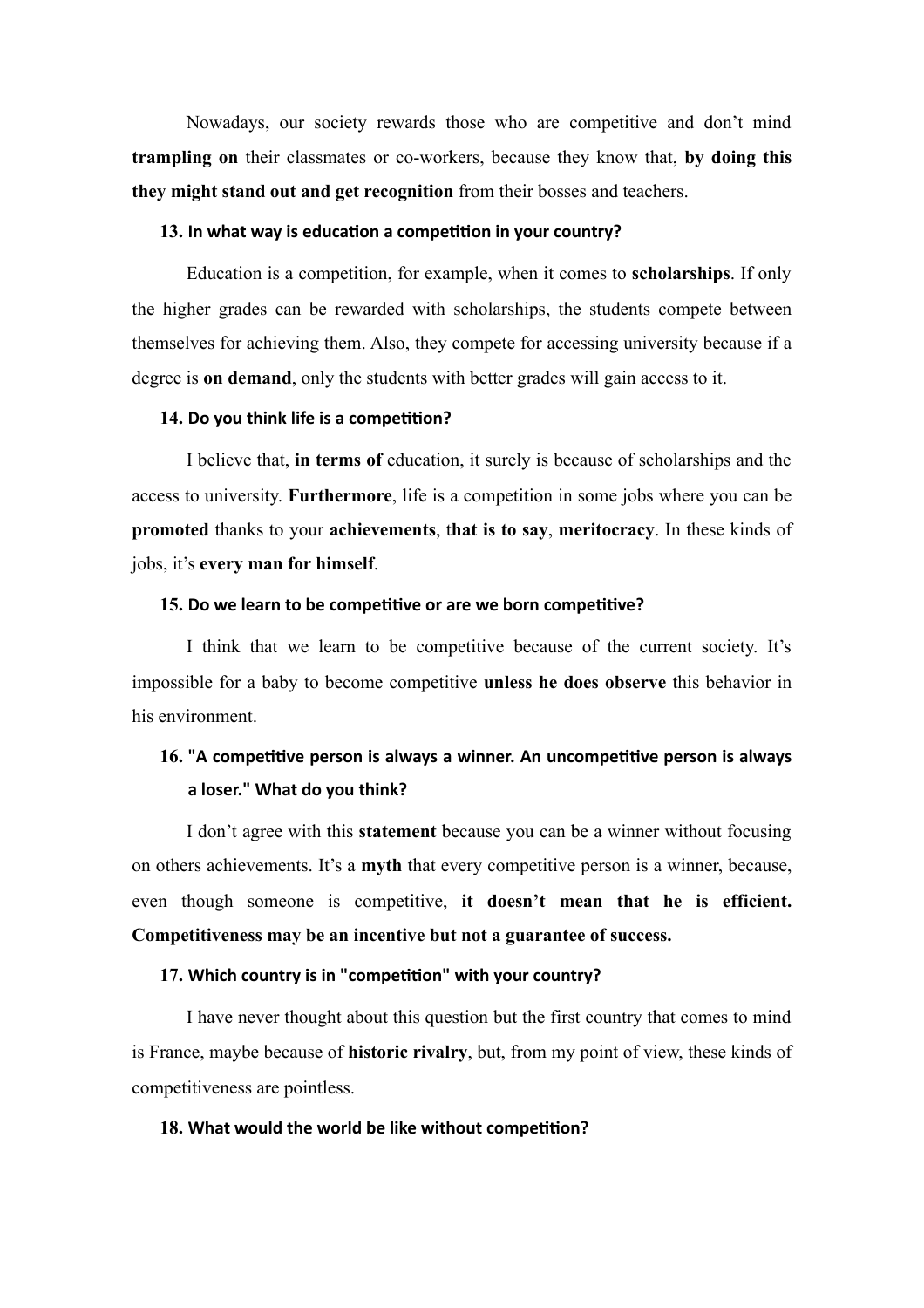Nowadays, our society rewards those who are competitive and don't mind **trampling on** their classmates or co-workers, because they know that, **by doing this they might stand out and get recognition** from their bosses and teachers.

**13. In what way is education a competition in your country?**

Education is a competition, for example, when it comes to **scholarships**. If only the higher grades can be rewarded with scholarships, the students compete between themselves for achieving them. Also, they compete for accessing university because if a degree is **on demand**, only the students with better grades will gain access to it.

**14. Do you think life is a competition?**

I believe that, **in terms of** education, it surely is because of scholarships and the access to university. **Furthermore**, life is a competition in some jobs where you can be **promoted** thanks to your **achievements**, t**hat is to say**, **meritocracy**. In these kinds of jobs, it's **every man for himself**.

**15. Do we learn to be competitive or are we born competitive?**

I think that we learn to be competitive because of the current society. It's impossible for a baby to become competitive **unless he does observe** this behavior in his environment.

**16. "A competitive person is always a winner. An uncompetitive person is always a loser." What do you think?**

I don't agree with this **statement** because you can be a winner without focusing on others achievements. It's a **myth** that every competitive person is a winner, because, even though someone is competitive, **it doesn't mean that he is efficient. Competitiveness may be an incentive but not a guarantee of success.**

**17. Which country is in "competition" with your country?**

I have never thought about this question but the first country that comes to mind is France, maybe because of **historic rivalry**, but, from my point of view, these kinds of competitiveness are pointless.

**18. What would the world be like without competition?**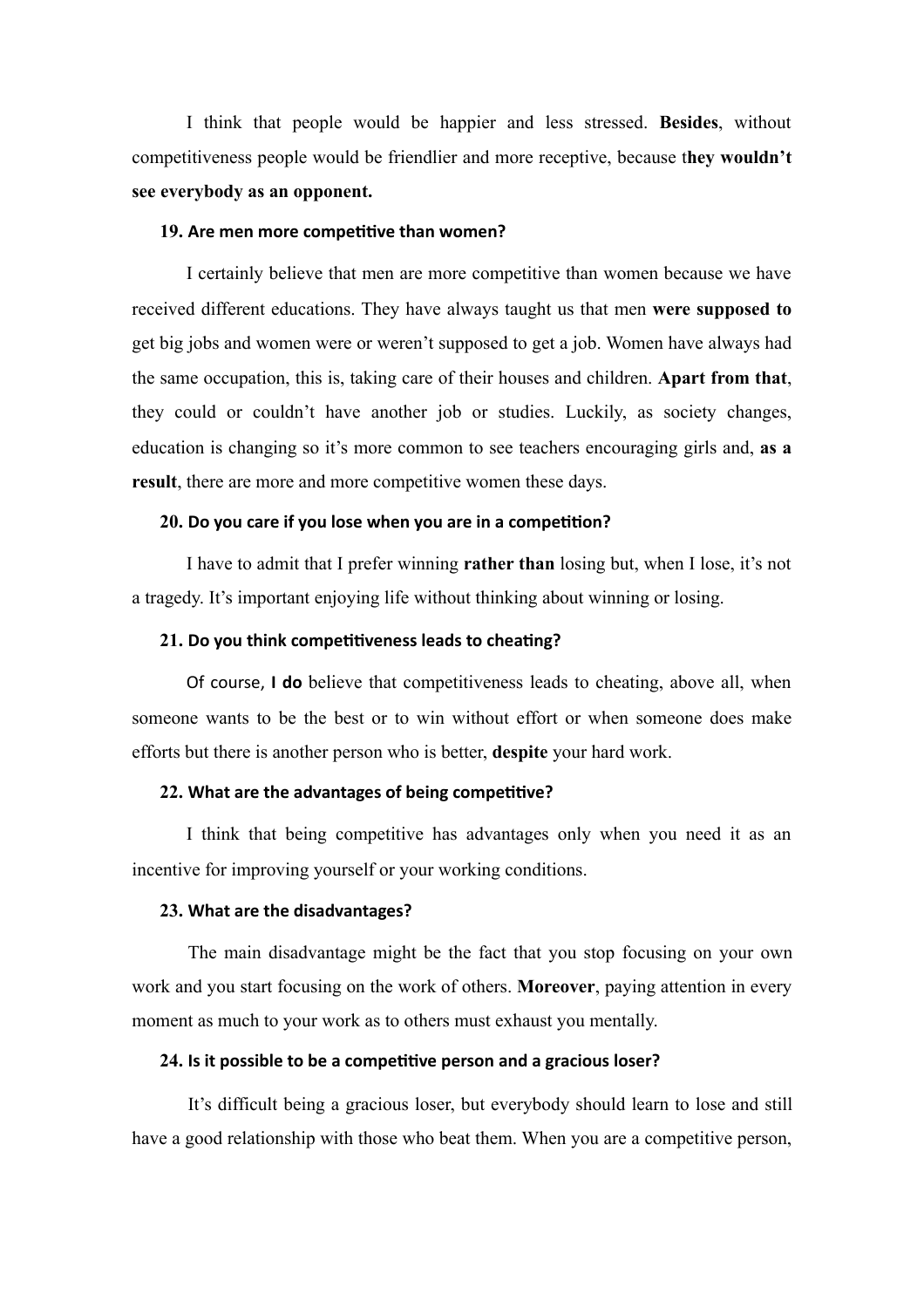I think that people would be happier and less stressed. **Besides**, without competitiveness people would be friendlier and more receptive, because t**hey wouldn't see everybody as an opponent.**

**19. Are men more competitive than women?**

I certainly believe that men are more competitive than women because we have received different educations. They have always taught us that men **were supposed to** get big jobs and women were or weren't supposed to get a job. Women have always had the same occupation, this is, taking care of their houses and children. **Apart from that**, they could or couldn't have another job or studies. Luckily, as society changes, education is changing so it's more common to see teachers encouraging girls and, **as a result**, there are more and more competitive women these days.

**20. Do you care if you lose when you are in a competition?**

I have to admit that I prefer winning **rather than** losing but, when I lose, it's not a tragedy. It's important enjoying life without thinking about winning or losing.

**21. Do you think competitiveness leads to cheating?**

Of course, **I do** believe that competitiveness leads to cheating, above all, when someone wants to be the best or to win without effort or when someone does make efforts but there is another person who is better, **despite** your hard work.

**22. What are the advantages of being competitive?**

I think that being competitive has advantages only when you need it as an incentive for improving yourself or your working conditions.

**23. What are the disadvantages?**

The main disadvantage might be the fact that you stop focusing on your own work and you start focusing on the work of others. **Moreover**, paying attention in every moment as much to your work as to others must exhaust you mentally.

**24. Is it possible to be a competitive person and a gracious loser?**

It's difficult being a gracious loser, but everybody should learn to lose and still have a good relationship with those who beat them. When you are a competitive person,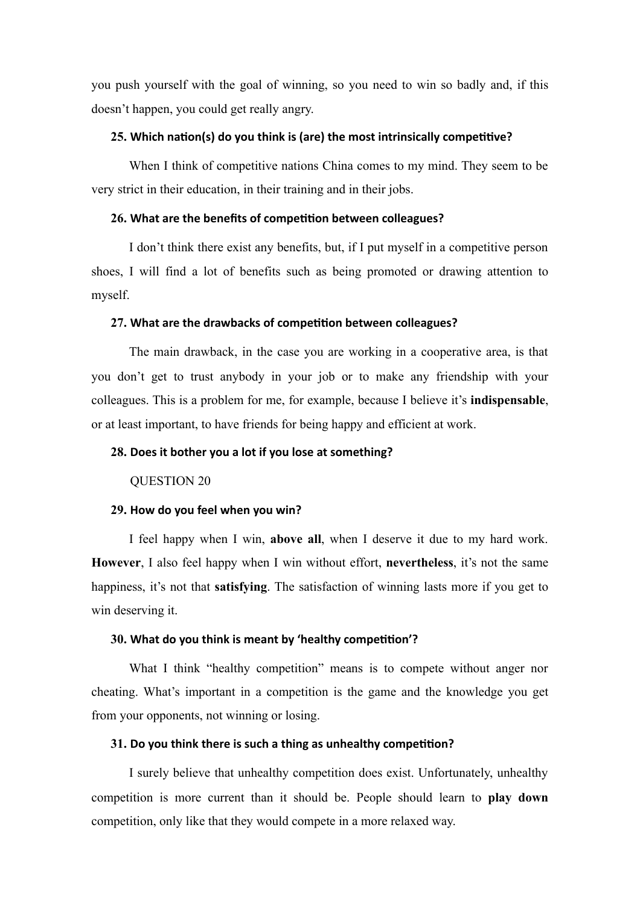you push yourself with the goal of winning, so you need to win so badly and, if this doesn't happen, you could get really angry.

**25. Which nation(s) do you think is (are) the most intrinsically competitive?**

When I think of competitive nations China comes to my mind. They seem to be very strict in their education, in their training and in their jobs.

**26. What are the benefits of competition between colleagues?**

I don't think there exist any benefits, but, if I put myself in a competitive person shoes, I will find a lot of benefits such as being promoted or drawing attention to myself.

**27. What are the drawbacks of competition between colleagues?**

The main drawback, in the case you are working in a cooperative area, is that you don't get to trust anybody in your job or to make any friendship with your colleagues. This is a problem for me, for example, because I believe it's **indispensable**, or at least important, to have friends for being happy and efficient at work.

**28. Does it bother you a lot if you lose at something?**

QUESTION 20

**29. How do you feel when you win?**

I feel happy when I win, **above all**, when I deserve it due to my hard work. **However**, I also feel happy when I win without effort, **nevertheless**, it's not the same happiness, it's not that **satisfying**. The satisfaction of winning lasts more if you get to win deserving it.

**30. What do you think is meant by 'healthy competition'?**

What I think "healthy competition" means is to compete without anger nor cheating. What's important in a competition is the game and the knowledge you get from your opponents, not winning or losing.

**31. Do you think there is such a thing as unhealthy competition?**

I surely believe that unhealthy competition does exist. Unfortunately, unhealthy competition is more current than it should be. People should learn to **play down** competition, only like that they would compete in a more relaxed way.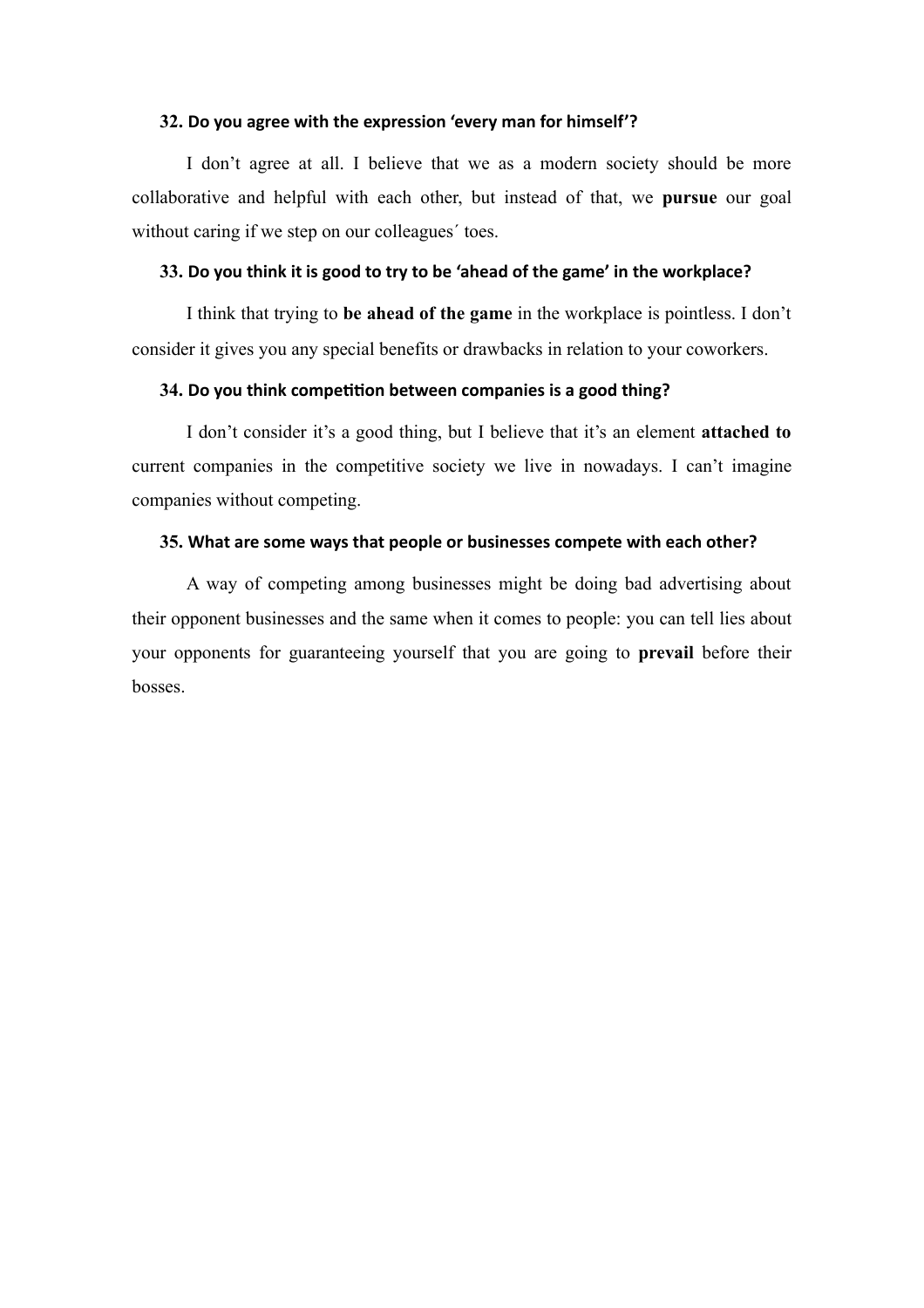**32. Do you agree with the expression 'every man for himself'?**

I don't agree at all. I believe that we as a modern society should be more collaborative and helpful with each other, but instead of that, we **pursue** our goal without caring if we step on our colleagues´ toes.

**33. Do you think it is good to try to be 'ahead of the game' in the workplace?**

I think that trying to **be ahead of the game** in the workplace is pointless. I don't consider it gives you any special benefits or drawbacks in relation to your coworkers.

**34. Do you think competition between companies is a good thing?**

I don't consider it's a good thing, but I believe that it's an element **attached to** current companies in the competitive society we live in nowadays. I can't imagine companies without competing.

**35. What are some ways that people or businesses compete with each other?**

A way of competing among businesses might be doing bad advertising about their opponent businesses and the same when it comes to people: you can tell lies about your opponents for guaranteeing yourself that you are going to **prevail** before their bosses.